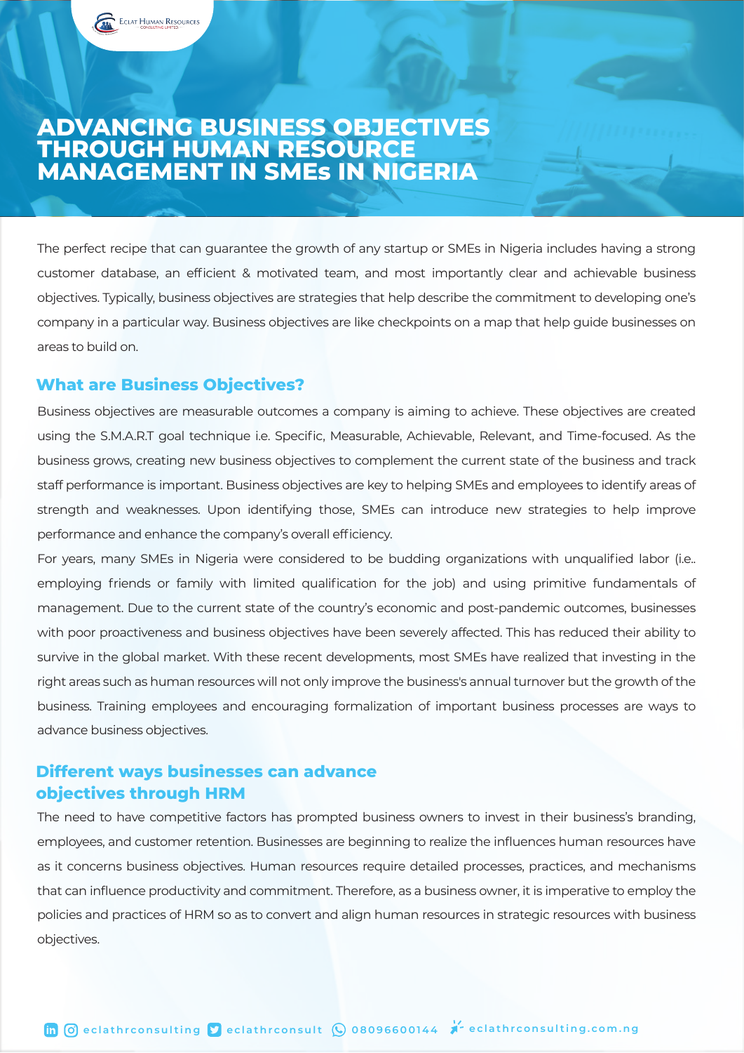# ADVANCING BUSINESS OBJECTIVES THROUGH HUMAN RESOURCE MANAGEMENT IN SMEs IN NIGERIA

The perfect recipe that can guarantee the growth of any startup or SMEs in Nigeria includes having a strong customer database, an efficient & motivated team, and most importantly clear and achievable business objectives. Typically, business objectives are strategies that help describe the commitment to developing one's company in a particular way. Business objectives are like checkpoints on a map that help guide businesses on areas to build on.

## What are Business Objectives?

Business objectives are measurable outcomes a company is aiming to achieve. These objectives are created using the S.M.A.R.T goal technique i.e. Specific, Measurable, Achievable, Relevant, and Time-focused. As the business grows, creating new business objectives to complement the current state of the business and track staff performance is important. Business objectives are key to helping SMEs and employees to identify areas of strength and weaknesses. Upon identifying those, SMEs can introduce new strategies to help improve performance and enhance the company's overall efficiency.

For years, many SMEs in Nigeria were considered to be budding organizations with unqualified labor (i.e.. employing friends or family with limited qualification for the job) and using primitive fundamentals of management. Due to the current state of the country's economic and post-pandemic outcomes, businesses with poor proactiveness and business objectives have been severely affected. This has reduced their ability to survive in the global market. With these recent developments, most SMEs have realized that investing in the right areas such as human resources will not only improve the business's annual turnover but the growth of the business. Training employees and encouraging formalization of important business processes are ways to advance business objectives.

## Different ways businesses can advance objectives through HRM

The need to have competitive factors has prompted business owners to invest in their business's branding, employees, and customer retention. Businesses are beginning to realize the influences human resources have as it concerns business objectives. Human resources require detailed processes, practices, and mechanisms that can influence productivity and commitment. Therefore, as a business owner, it is imperative to employ the policies and practices of HRM so as to convert and align human resources in strategic resources with business objectives.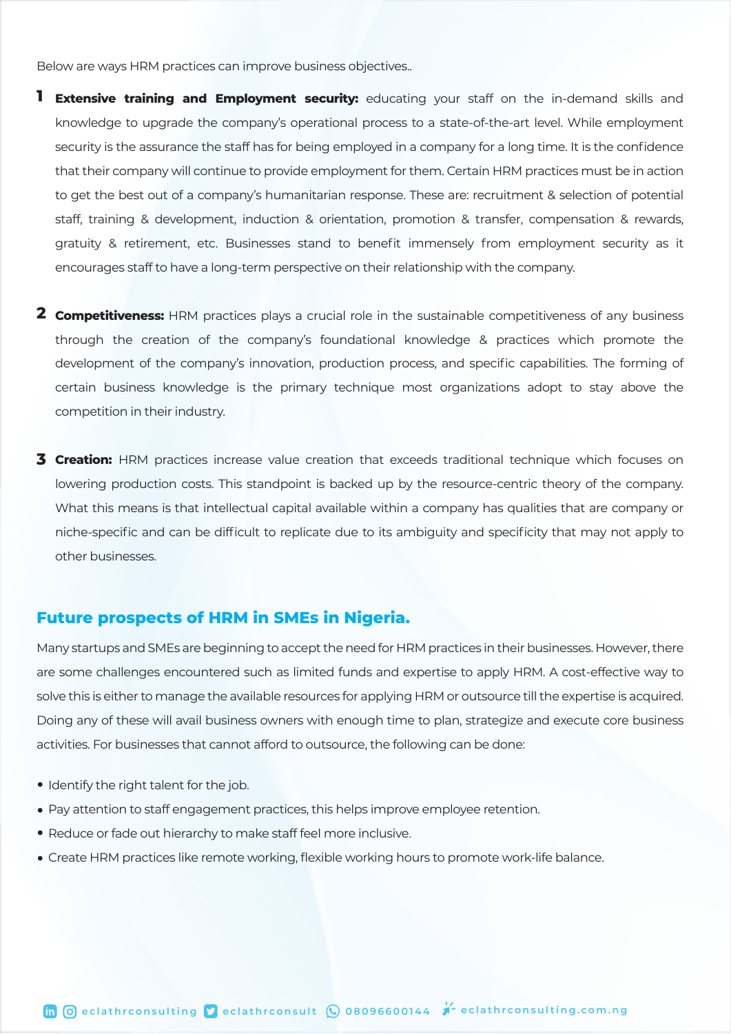Below are ways HRM practices can improve business objectives..

1. **Extensive training and Employment security:** educating your staff on the in-demand skills and knowledge to upgrade the company's operational process to a state-of-the-art level. While employment security is the assurance the staff has for being employed in a company for a long time. It is the confidence that their company will continue to provide employment for them. Certain HRM practices must be in action to get the best out of a company's humanitarian response. These are: recruitment & selection of potential staff, training & development, induction & orientation, promotion & transfer, compensation & rewards, gratuity & retirement, etc. Businesses stand to benefit immensely from employment security as it encourages staff to have a long-term perspective on their relationship with the company.

2. **Competitiveness:** HRM practices plays a crucial role in the sustainable competitiveness of any business through the creation of the company's foundational knowledge & practices which promote the development of the company's innovation, production process, and specific capabilities. The forming of certain business knowledge is the primary technique most organizations adopt to stay above the competition in their industry.

3. **Creation:** HRM practices increase value creation that exceeds traditional technique which focuses on lowering production costs. This standpoint is backed up by the resource-centric theory of the company. What this means is that intellectual capital available within a company has qualities that are company or niche-specific and can be difficult to replicate due to its ambiguity and specificity that may not apply to other businesses.

## Future prospects of HRM in SMEs in Nigeria.

Many startups and SMEs are beginning to accept the need for HRM practices in their businesses. However, there are some challenges encountered such as limited funds and expertise to apply HRM. A cost-effective way to solve this is either to manage the available resources for applying HRM or outsource till the expertise is acquired. Doing any of these will avail business owners with enough time to plan, strategize and execute core business activities. For businesses that cannot afford to outsource, the following can be done:

- Identify the right talent for the job.
- Pay attention to staff engagement practices, this helps improve employee retention.
- Reduce or fade out hierarchy to make staff feel more inclusive.
- Create HRM practices like remote working, flexible working hours to promote work-life balance.

eclathrconsulting eclathrconsult 08096600144 eclathrconsulting.com.ng